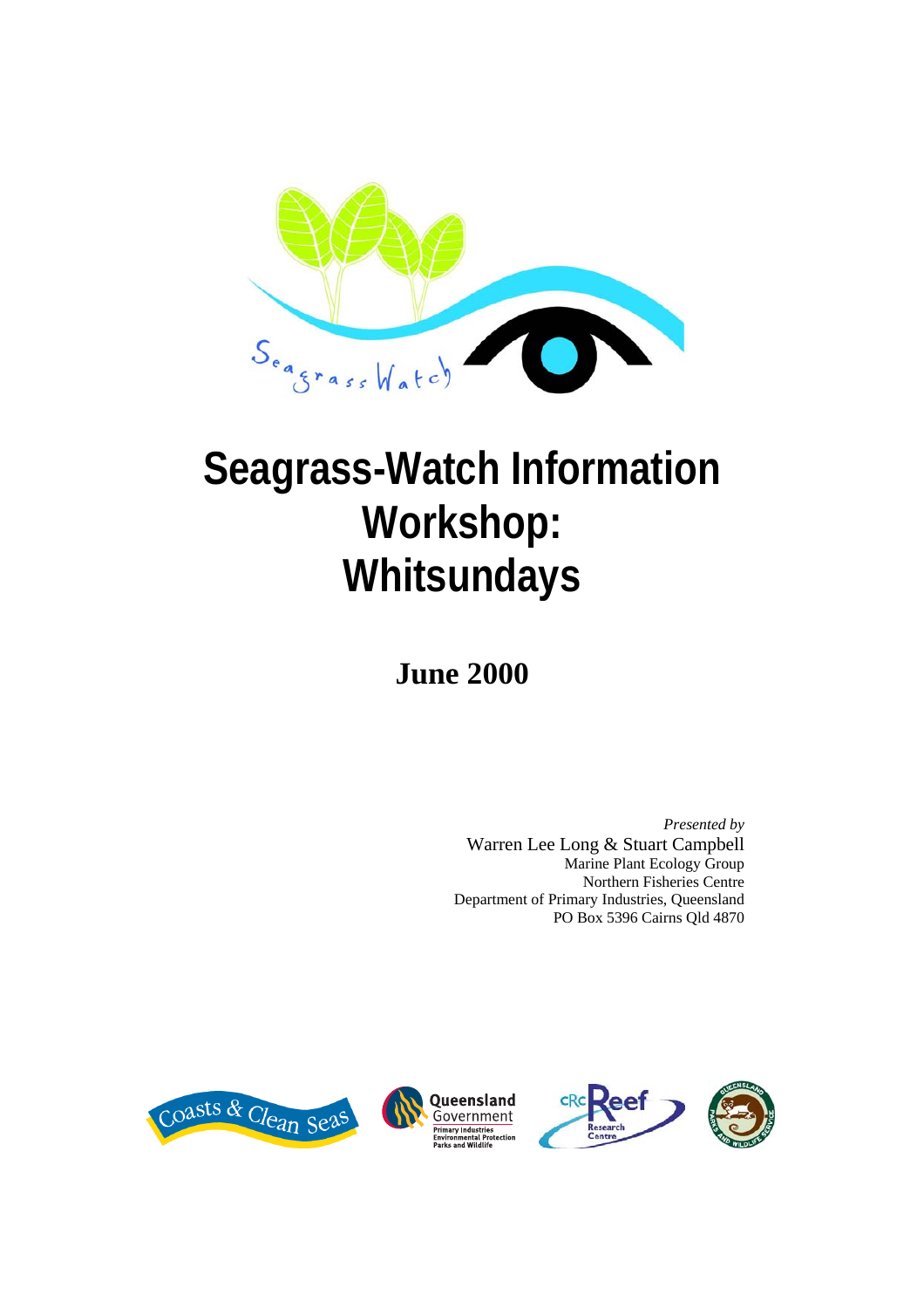# Seagrass-Watch Information Workshop: Whitsundays

**June 2000**

*Presented by*
Warren Lee Long & Stuart Campbell
Marine Plant Ecology Group
Northern Fisheries Centre
Department of Primary Industries, Queensland
PO Box 5396 Cairns Qld 4870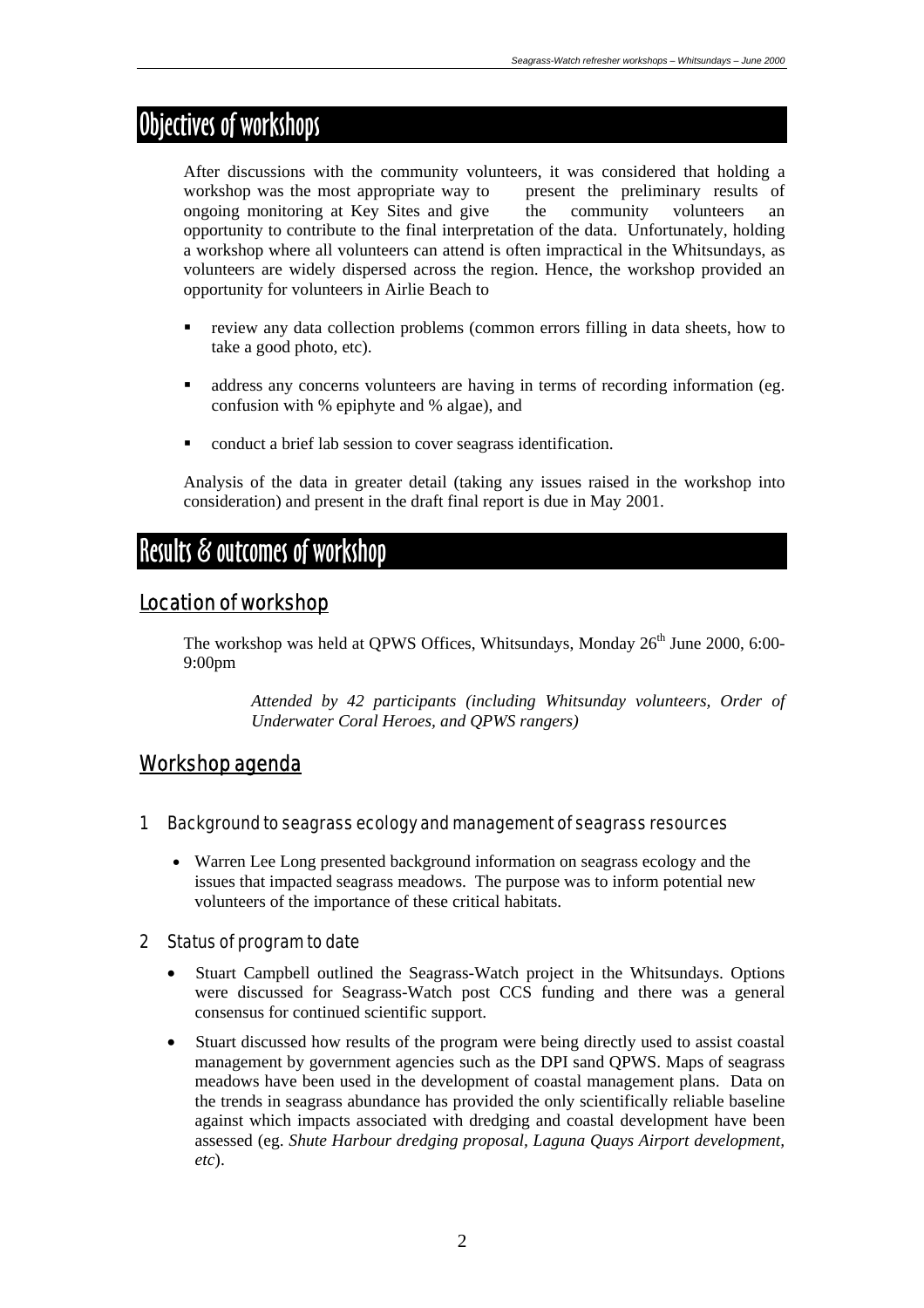# Objectives of workshops

After discussions with the community volunteers, it was considered that holding a workshop was the most appropriate way to present the preliminary results of ongoing monitoring at Key Sites and give the community volunteers an opportunity to contribute to the final interpretation of the data. Unfortunately, holding a workshop where all volunteers can attend is often impractical in the Whitsundays, as volunteers are widely dispersed across the region. Hence, the workshop provided an opportunity for volunteers in Airlie Beach to

- review any data collection problems (common errors filling in data sheets, how to take a good photo, etc).
- address any concerns volunteers are having in terms of recording information (eg. confusion with % epiphyte and % algae), and
- conduct a brief lab session to cover seagrass identification.

Analysis of the data in greater detail (taking any issues raised in the workshop into consideration) and present in the draft final report is due in May 2001.

# Results & outcomes of workshop

## Location of workshop

The workshop was held at QPWS Offices, Whitsundays, Monday 26th June 2000, 6:00-9:00pm

*Attended by 42 participants (including Whitsunday volunteers, Order of Underwater Coral Heroes, and QPWS rangers)*

## Workshop agenda

### 1 Background to seagrass ecology and management of seagrass resources

- Warren Lee Long presented background information on seagrass ecology and the issues that impacted seagrass meadows. The purpose was to inform potential new volunteers of the importance of these critical habitats.

### 2 Status of program to date

- Stuart Campbell outlined the Seagrass-Watch project in the Whitsundays. Options were discussed for Seagrass-Watch post CCS funding and there was a general consensus for continued scientific support.
- Stuart discussed how results of the program were being directly used to assist coastal management by government agencies such as the DPI sand QPWS. Maps of seagrass meadows have been used in the development of coastal management plans. Data on the trends in seagrass abundance has provided the only scientifically reliable baseline against which impacts associated with dredging and coastal development have been assessed (eg. *Shute Harbour dredging proposal, Laguna Quays Airport development, etc*).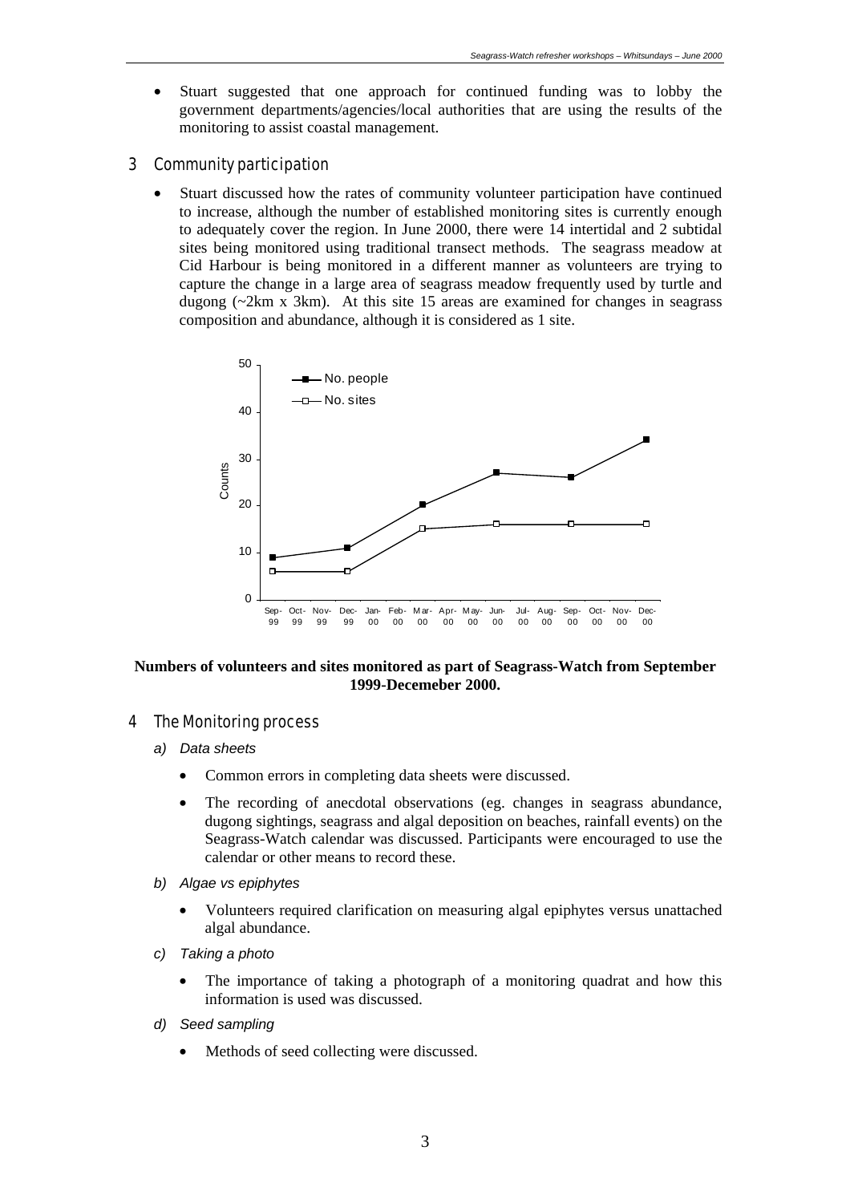- Stuart suggested that one approach for continued funding was to lobby the government departments/agencies/local authorities that are using the results of the monitoring to assist coastal management.

## 3 Community participation

- Stuart discussed how the rates of community volunteer participation have continued to increase, although the number of established monitoring sites is currently enough to adequately cover the region. In June 2000, there were 14 intertidal and 2 subtidal sites being monitored using traditional transect methods. The seagrass meadow at Cid Harbour is being monitored in a different manner as volunteers are trying to capture the change in a large area of seagrass meadow frequently used by turtle and dugong (~2km x 3km). At this site 15 areas are examined for changes in seagrass composition and abundance, although it is considered as 1 site.

**Numbers of volunteers and sites monitored as part of Seagrass-Watch from September 1999-Decemeber 2000.**

## 4 The Monitoring process

*a) Data sheets*

- Common errors in completing data sheets were discussed.
- The recording of anecdotal observations (eg. changes in seagrass abundance, dugong sightings, seagrass and algal deposition on beaches, rainfall events) on the Seagrass-Watch calendar was discussed. Participants were encouraged to use the calendar or other means to record these.

*b) Algae vs epiphytes*

- Volunteers required clarification on measuring algal epiphytes versus unattached algal abundance.

*c) Taking a photo*

- The importance of taking a photograph of a monitoring quadrat and how this information is used was discussed.

*d) Seed sampling*

- Methods of seed collecting were discussed.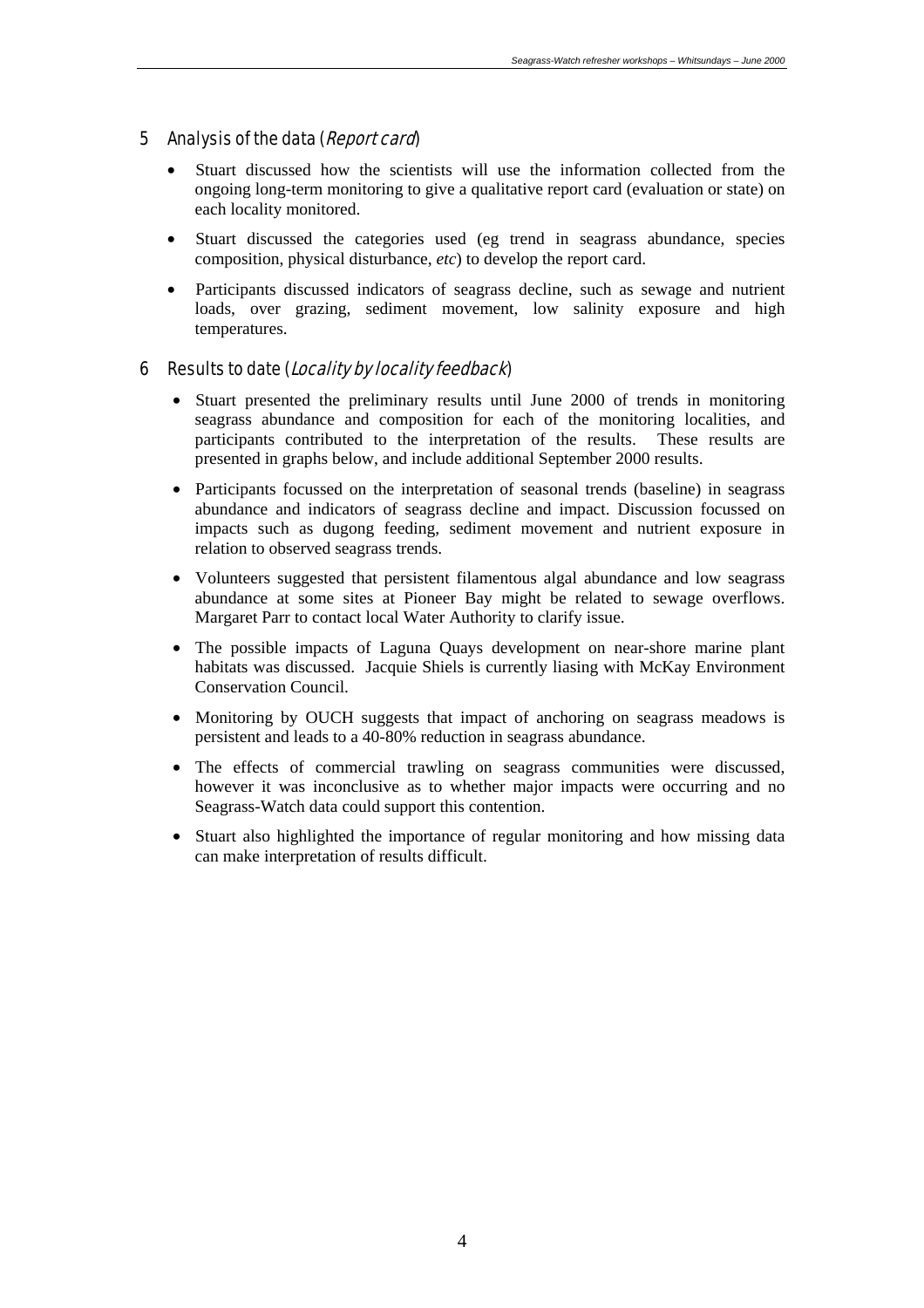## 5 Analysis of the data (*Report card*)

- Stuart discussed how the scientists will use the information collected from the ongoing long-term monitoring to give a qualitative report card (evaluation or state) on each locality monitored.
- Stuart discussed the categories used (eg trend in seagrass abundance, species composition, physical disturbance, *etc*) to develop the report card.
- Participants discussed indicators of seagrass decline, such as sewage and nutrient loads, over grazing, sediment movement, low salinity exposure and high temperatures.

## 6 Results to date (*Locality by locality feedback*)

- Stuart presented the preliminary results until June 2000 of trends in monitoring seagrass abundance and composition for each of the monitoring localities, and participants contributed to the interpretation of the results. These results are presented in graphs below, and include additional September 2000 results.
- Participants focussed on the interpretation of seasonal trends (baseline) in seagrass abundance and indicators of seagrass decline and impact. Discussion focussed on impacts such as dugong feeding, sediment movement and nutrient exposure in relation to observed seagrass trends.
- Volunteers suggested that persistent filamentous algal abundance and low seagrass abundance at some sites at Pioneer Bay might be related to sewage overflows. Margaret Parr to contact local Water Authority to clarify issue.
- The possible impacts of Laguna Quays development on near-shore marine plant habitats was discussed. Jacquie Shiels is currently liasing with McKay Environment Conservation Council.
- Monitoring by OUCH suggests that impact of anchoring on seagrass meadows is persistent and leads to a 40-80% reduction in seagrass abundance.
- The effects of commercial trawling on seagrass communities were discussed, however it was inconclusive as to whether major impacts were occurring and no Seagrass-Watch data could support this contention.
- Stuart also highlighted the importance of regular monitoring and how missing data can make interpretation of results difficult.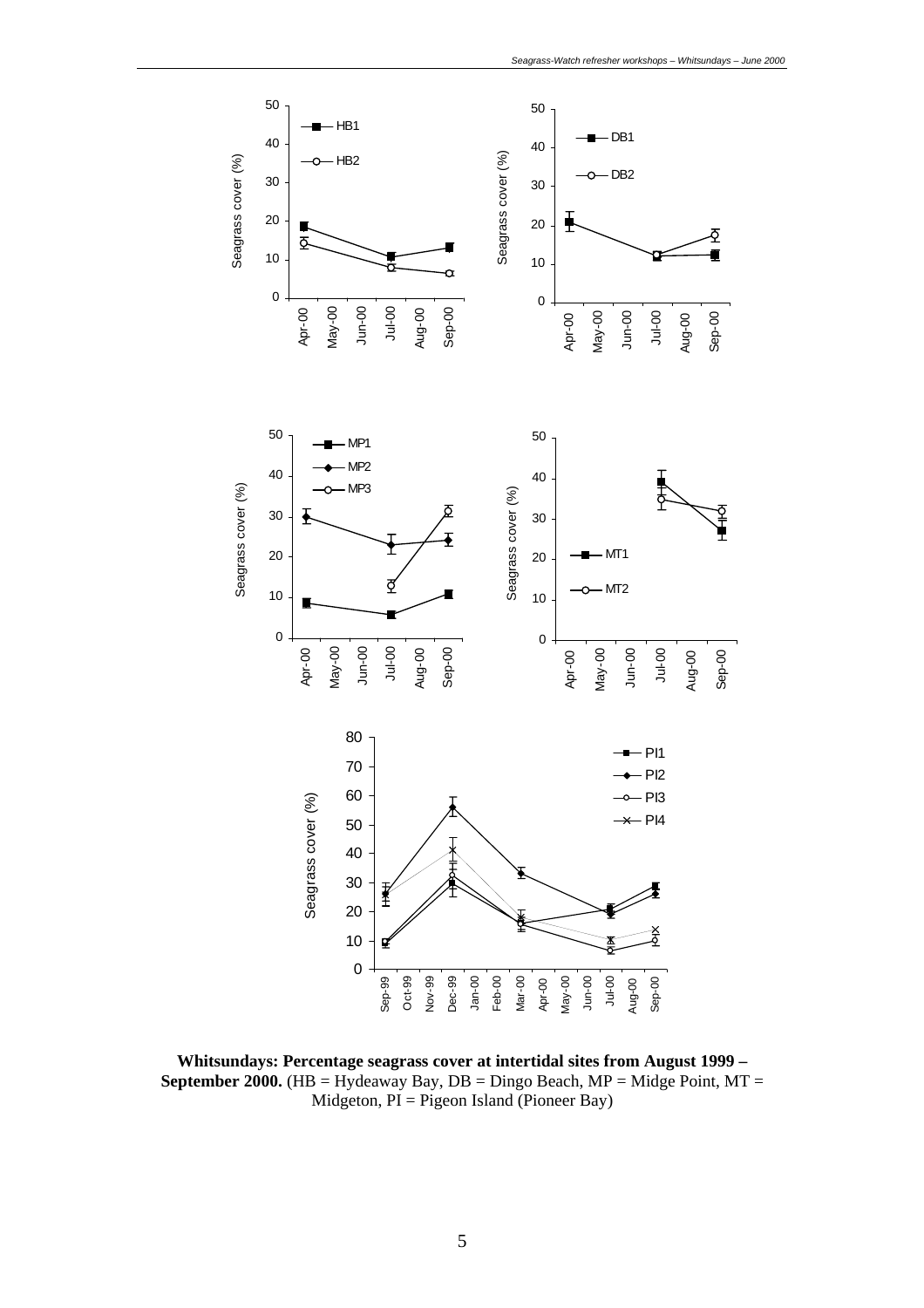**Whitsundays: Percentage seagrass cover at intertidal sites from August 1999 – September 2000.** (HB = Hydeaway Bay, DB = Dingo Beach, MP = Midge Point, MT = Midgeton, PI = Pigeon Island (Pioneer Bay)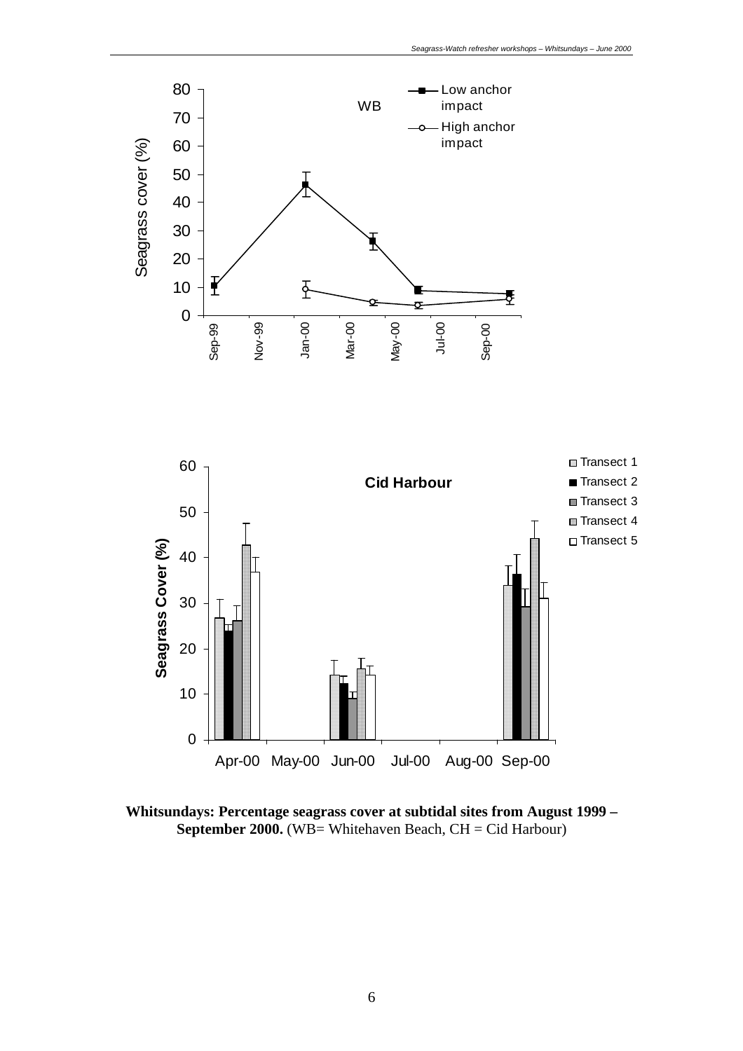**Whitsundays: Percentage seagrass cover at subtidal sites from August 1999 – September 2000.** (WB= Whitehaven Beach, CH = Cid Harbour)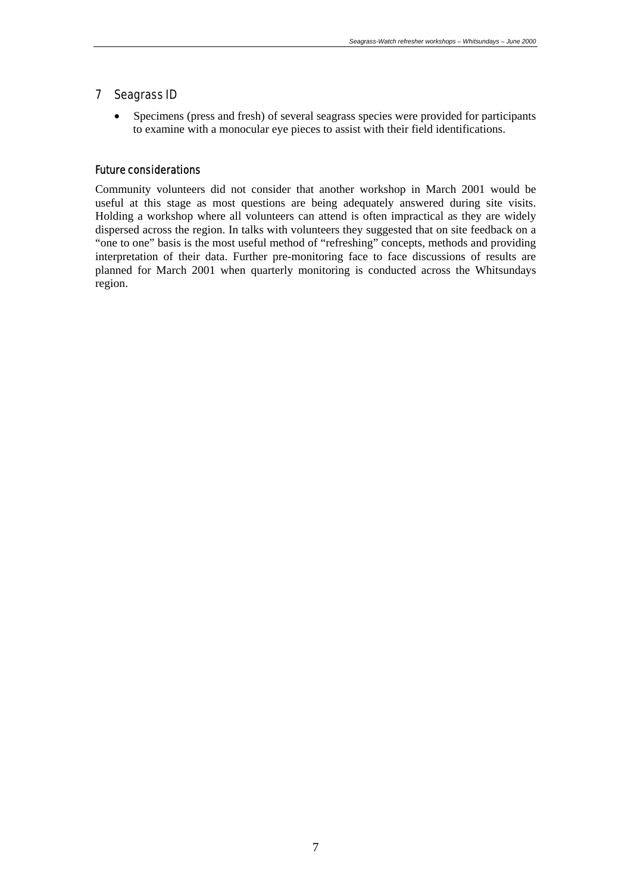## 7 Seagrass ID

- Specimens (press and fresh) of several seagrass species were provided for participants to examine with a monocular eye pieces to assist with their field identifications.

### Future considerations

Community volunteers did not consider that another workshop in March 2001 would be useful at this stage as most questions are being adequately answered during site visits. Holding a workshop where all volunteers can attend is often impractical as they are widely dispersed across the region. In talks with volunteers they suggested that on site feedback on a "one to one" basis is the most useful method of "refreshing" concepts, methods and providing interpretation of their data. Further pre-monitoring face to face discussions of results are planned for March 2001 when quarterly monitoring is conducted across the Whitsundays region.